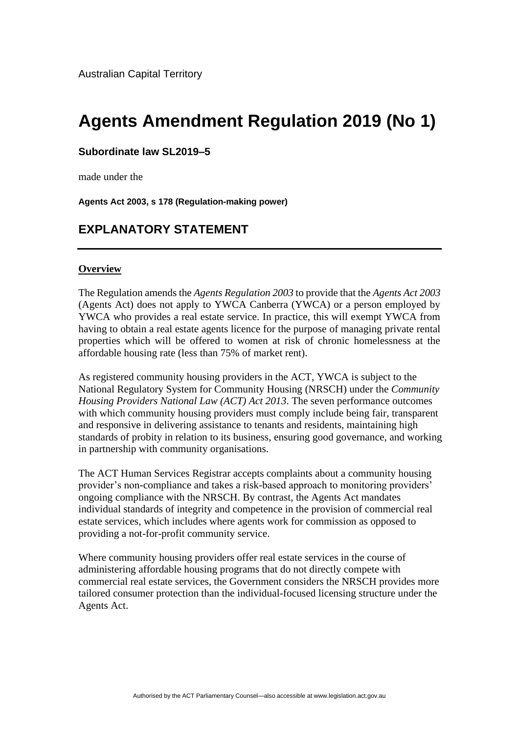Australian Capital Territory

# Agents Amendment Regulation 2019 (No 1)

**Subordinate law SL2019–5**

made under the

**Agents Act 2003, s 178 (Regulation-making power)**

## EXPLANATORY STATEMENT

**Overview**

The Regulation amends the *Agents Regulation 2003* to provide that the *Agents Act 2003* (Agents Act) does not apply to YWCA Canberra (YWCA) or a person employed by YWCA who provides a real estate service. In practice, this will exempt YWCA from having to obtain a real estate agents licence for the purpose of managing private rental properties which will be offered to women at risk of chronic homelessness at the affordable housing rate (less than 75% of market rent).

As registered community housing providers in the ACT, YWCA is subject to the National Regulatory System for Community Housing (NRSCH) under the *Community Housing Providers National Law (ACT) Act 2013*. The seven performance outcomes with which community housing providers must comply include being fair, transparent and responsive in delivering assistance to tenants and residents, maintaining high standards of probity in relation to its business, ensuring good governance, and working in partnership with community organisations.

The ACT Human Services Registrar accepts complaints about a community housing provider's non-compliance and takes a risk-based approach to monitoring providers' ongoing compliance with the NRSCH. By contrast, the Agents Act mandates individual standards of integrity and competence in the provision of commercial real estate services, which includes where agents work for commission as opposed to providing a not-for-profit community service.

Where community housing providers offer real estate services in the course of administering affordable housing programs that do not directly compete with commercial real estate services, the Government considers the NRSCH provides more tailored consumer protection than the individual-focused licensing structure under the Agents Act.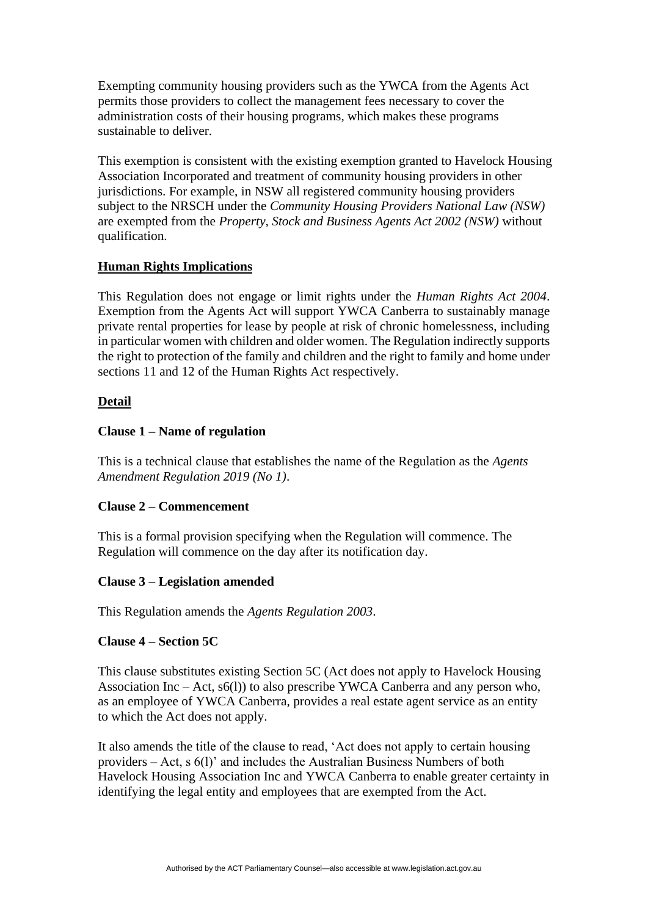Exempting community housing providers such as the YWCA from the Agents Act permits those providers to collect the management fees necessary to cover the administration costs of their housing programs, which makes these programs sustainable to deliver.

This exemption is consistent with the existing exemption granted to Havelock Housing Association Incorporated and treatment of community housing providers in other jurisdictions. For example, in NSW all registered community housing providers subject to the NRSCH under the *Community Housing Providers National Law (NSW)* are exempted from the *Property, Stock and Business Agents Act 2002 (NSW)* without qualification.

**<u>Human Rights Implications</u>**

This Regulation does not engage or limit rights under the *Human Rights Act 2004*. Exemption from the Agents Act will support YWCA Canberra to sustainably manage private rental properties for lease by people at risk of chronic homelessness, including in particular women with children and older women. The Regulation indirectly supports the right to protection of the family and children and the right to family and home under sections 11 and 12 of the Human Rights Act respectively.

**<u>Detail</u>**

**Clause 1 – Name of regulation**

This is a technical clause that establishes the name of the Regulation as the *Agents Amendment Regulation 2019 (No 1)*.

**Clause 2 – Commencement**

This is a formal provision specifying when the Regulation will commence. The Regulation will commence on the day after its notification day.

**Clause 3 – Legislation amended**

This Regulation amends the *Agents Regulation 2003*.

**Clause 4 – Section 5C**

This clause substitutes existing Section 5C (Act does not apply to Havelock Housing Association Inc – Act, s6(l)) to also prescribe YWCA Canberra and any person who, as an employee of YWCA Canberra, provides a real estate agent service as an entity to which the Act does not apply.

It also amends the title of the clause to read, 'Act does not apply to certain housing providers – Act, s 6(l)' and includes the Australian Business Numbers of both Havelock Housing Association Inc and YWCA Canberra to enable greater certainty in identifying the legal entity and employees that are exempted from the Act.